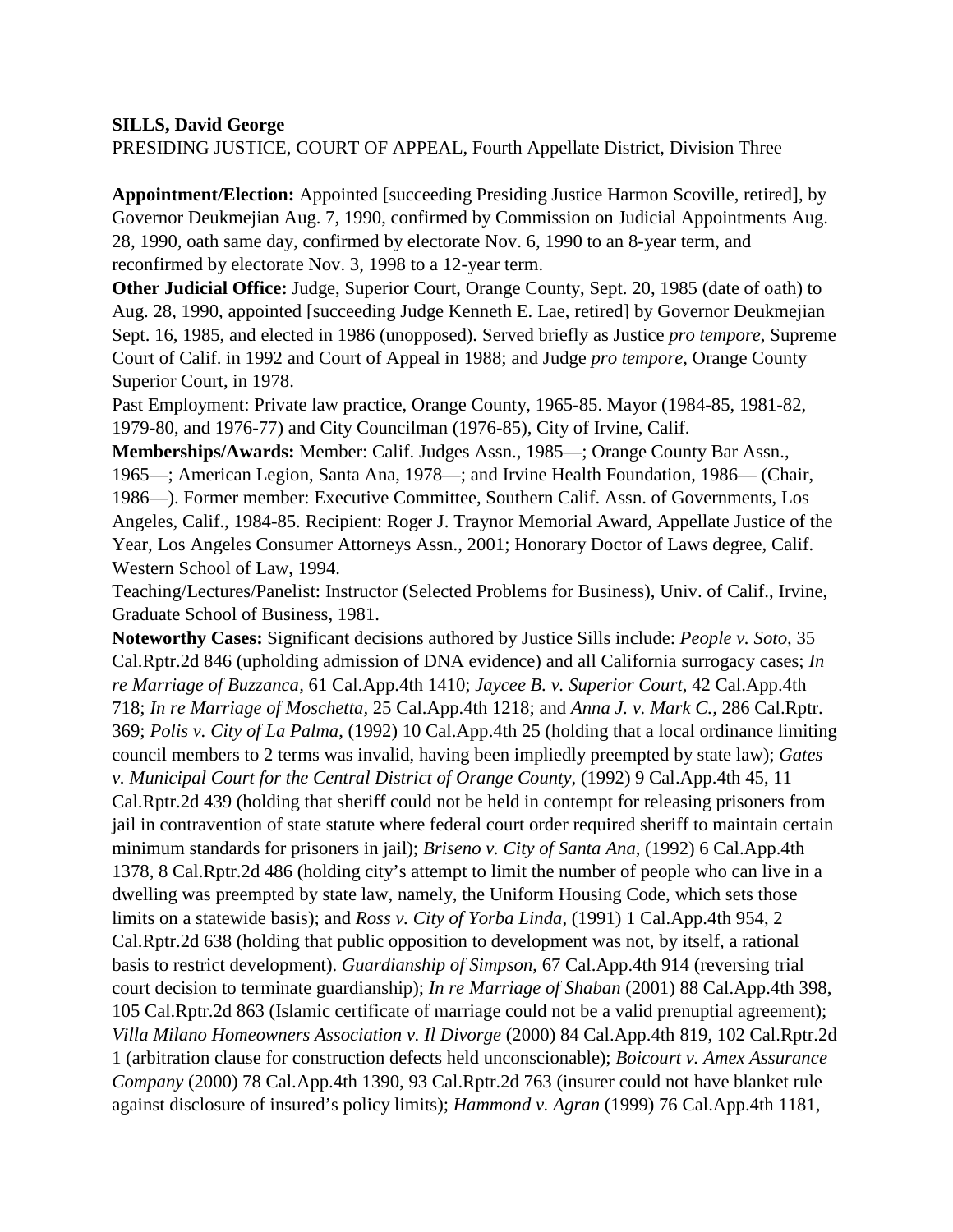**SILLS, David George**

PRESIDING JUSTICE, COURT OF APPEAL, Fourth Appellate District, Division Three

**Appointment/Election:** Appointed [succeeding Presiding Justice Harmon Scoville, retired], by Governor Deukmejian Aug. 7, 1990, confirmed by Commission on Judicial Appointments Aug. 28, 1990, oath same day, confirmed by electorate Nov. 6, 1990 to an 8-year term, and reconfirmed by electorate Nov. 3, 1998 to a 12-year term.

**Other Judicial Office:** Judge, Superior Court, Orange County, Sept. 20, 1985 (date of oath) to Aug. 28, 1990, appointed [succeeding Judge Kenneth E. Lae, retired] by Governor Deukmejian Sept. 16, 1985, and elected in 1986 (unopposed). Served briefly as Justice *pro tempore*, Supreme Court of Calif. in 1992 and Court of Appeal in 1988; and Judge *pro tempore*, Orange County Superior Court, in 1978.

Past Employment: Private law practice, Orange County, 1965-85. Mayor (1984-85, 1981-82, 1979-80, and 1976-77) and City Councilman (1976-85), City of Irvine, Calif.

**Memberships/Awards:** Member: Calif. Judges Assn., 1985—; Orange County Bar Assn., 1965—; American Legion, Santa Ana, 1978—; and Irvine Health Foundation, 1986— (Chair, 1986—). Former member: Executive Committee, Southern Calif. Assn. of Governments, Los Angeles, Calif., 1984-85. Recipient: Roger J. Traynor Memorial Award, Appellate Justice of the Year, Los Angeles Consumer Attorneys Assn., 2001; Honorary Doctor of Laws degree, Calif. Western School of Law, 1994.

Teaching/Lectures/Panelist: Instructor (Selected Problems for Business), Univ. of Calif., Irvine, Graduate School of Business, 1981.

**Noteworthy Cases:** Significant decisions authored by Justice Sills include: *People v. Soto,* 35 Cal.Rptr.2d 846 (upholding admission of DNA evidence) and all California surrogacy cases; *In re Marriage of Buzzanca*, 61 Cal.App.4th 1410; *Jaycee B. v. Superior Court*, 42 Cal.App.4th 718; *In re Marriage of Moschetta*, 25 Cal.App.4th 1218; and *Anna J. v. Mark C.*, 286 Cal.Rptr. 369; *Polis v. City of La Palma*, (1992) 10 Cal.App.4th 25 (holding that a local ordinance limiting council members to 2 terms was invalid, having been impliedly preempted by state law); *Gates v. Municipal Court for the Central District of Orange County*, (1992) 9 Cal.App.4th 45, 11 Cal.Rptr.2d 439 (holding that sheriff could not be held in contempt for releasing prisoners from jail in contravention of state statute where federal court order required sheriff to maintain certain minimum standards for prisoners in jail); *Briseno v. City of Santa Ana*, (1992) 6 Cal.App.4th 1378, 8 Cal.Rptr.2d 486 (holding city's attempt to limit the number of people who can live in a dwelling was preempted by state law, namely, the Uniform Housing Code, which sets those limits on a statewide basis); and *Ross v. City of Yorba Linda*, (1991) 1 Cal.App.4th 954, 2 Cal.Rptr.2d 638 (holding that public opposition to development was not, by itself, a rational basis to restrict development). *Guardianship of Simpson*, 67 Cal.App.4th 914 (reversing trial court decision to terminate guardianship); *In re Marriage of Shaban* (2001) 88 Cal.App.4th 398, 105 Cal.Rptr.2d 863 (Islamic certificate of marriage could not be a valid prenuptial agreement); *Villa Milano Homeowners Association v. Il Divorge* (2000) 84 Cal.App.4th 819, 102 Cal.Rptr.2d 1 (arbitration clause for construction defects held unconscionable); *Boicourt v. Amex Assurance Company* (2000) 78 Cal.App.4th 1390, 93 Cal.Rptr.2d 763 (insurer could not have blanket rule against disclosure of insured's policy limits); *Hammond v. Agran* (1999) 76 Cal.App.4th 1181,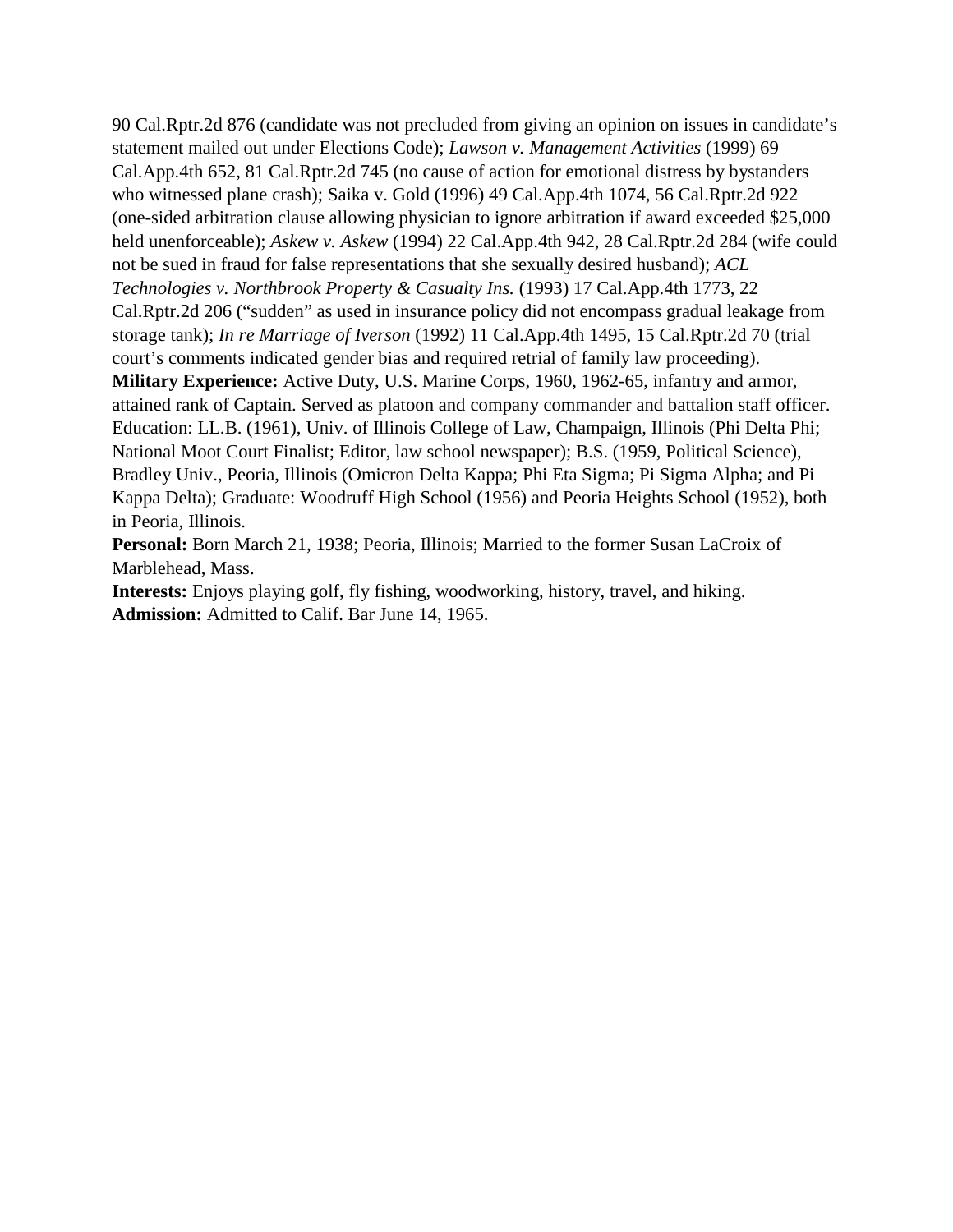90 Cal.Rptr.2d 876 (candidate was not precluded from giving an opinion on issues in candidate's statement mailed out under Elections Code); *Lawson v. Management Activities* (1999) 69 Cal.App.4th 652, 81 Cal.Rptr.2d 745 (no cause of action for emotional distress by bystanders who witnessed plane crash); Saika v. Gold (1996) 49 Cal.App.4th 1074, 56 Cal.Rptr.2d 922 (one-sided arbitration clause allowing physician to ignore arbitration if award exceeded $25,000 held unenforceable); *Askew v. Askew* (1994) 22 Cal.App.4th 942, 28 Cal.Rptr.2d 284 (wife could not be sued in fraud for false representations that she sexually desired husband); *ACL Technologies v. Northbrook Property & Casualty Ins.* (1993) 17 Cal.App.4th 1773, 22 Cal.Rptr.2d 206 ("sudden" as used in insurance policy did not encompass gradual leakage from storage tank); *In re Marriage of Iverson* (1992) 11 Cal.App.4th 1495, 15 Cal.Rptr.2d 70 (trial court's comments indicated gender bias and required retrial of family law proceeding).

**Military Experience:** Active Duty, U.S. Marine Corps, 1960, 1962-65, infantry and armor, attained rank of Captain. Served as platoon and company commander and battalion staff officer. Education: LL.B. (1961), Univ. of Illinois College of Law, Champaign, Illinois (Phi Delta Phi; National Moot Court Finalist; Editor, law school newspaper); B.S. (1959, Political Science), Bradley Univ., Peoria, Illinois (Omicron Delta Kappa; Phi Eta Sigma; Pi Sigma Alpha; and Pi Kappa Delta); Graduate: Woodruff High School (1956) and Peoria Heights School (1952), both in Peoria, Illinois.

**Personal:** Born March 21, 1938; Peoria, Illinois; Married to the former Susan LaCroix of Marblehead, Mass.

**Interests:** Enjoys playing golf, fly fishing, woodworking, history, travel, and hiking.

**Admission:** Admitted to Calif. Bar June 14, 1965.